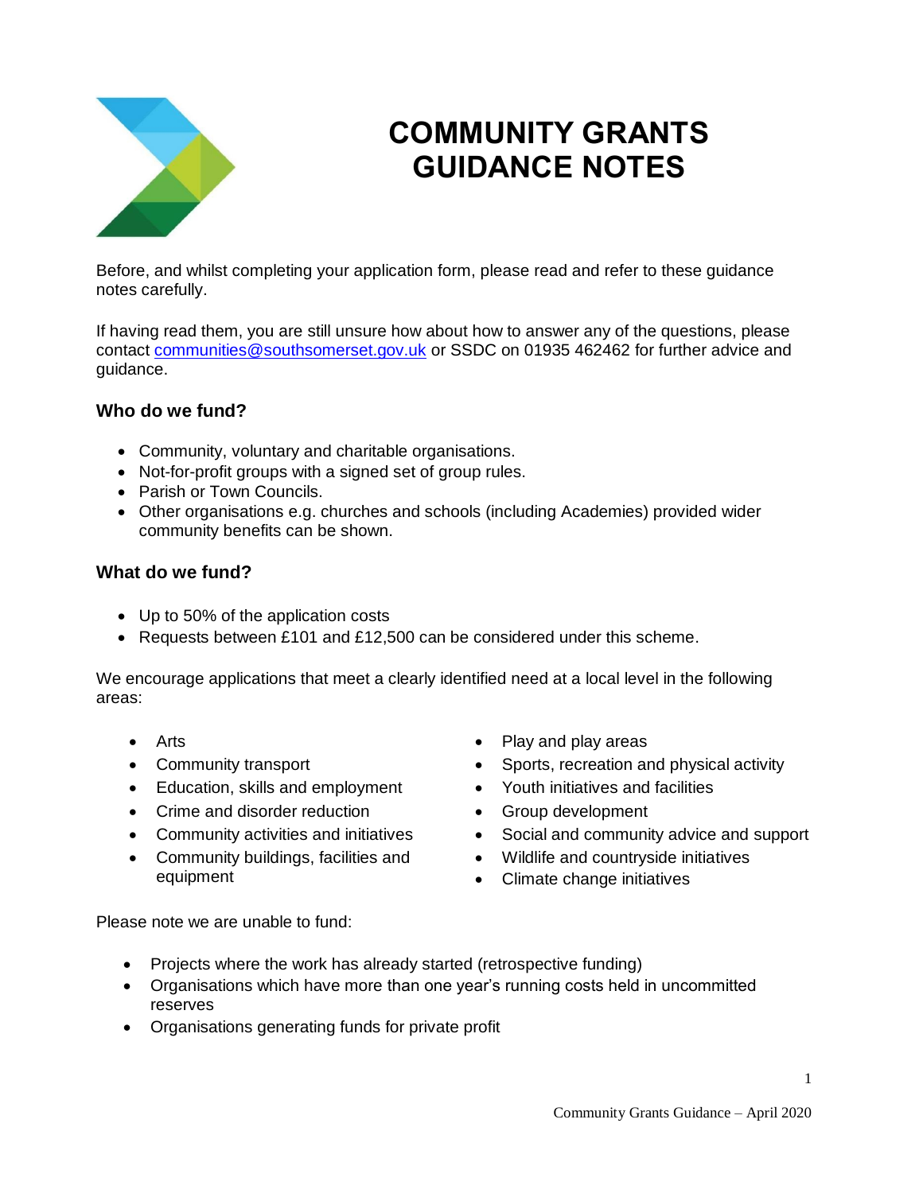# COMMUNITY GRANTS GUIDANCE NOTES

Before, and whilst completing your application form, please read and refer to these guidance notes carefully.

If having read them, you are still unsure how about how to answer any of the questions, please contact communities@southsomerset.gov.uk or SSDC on 01935 462462 for further advice and guidance.

### Who do we fund?

- Community, voluntary and charitable organisations.
- Not-for-profit groups with a signed set of group rules.
- Parish or Town Councils.
- Other organisations e.g. churches and schools (including Academies) provided wider community benefits can be shown.

### What do we fund?

- Up to 50% of the application costs
- Requests between £101 and £12,500 can be considered under this scheme.

We encourage applications that meet a clearly identified need at a local level in the following areas:

- Arts
- Community transport
- Education, skills and employment
- Crime and disorder reduction
- Community activities and initiatives
- Community buildings, facilities and equipment
- Play and play areas
- Sports, recreation and physical activity
- Youth initiatives and facilities
- Group development
- Social and community advice and support
- Wildlife and countryside initiatives
- Climate change initiatives

Please note we are unable to fund:

- Projects where the work has already started (retrospective funding)
- Organisations which have more than one year's running costs held in uncommitted reserves
- Organisations generating funds for private profit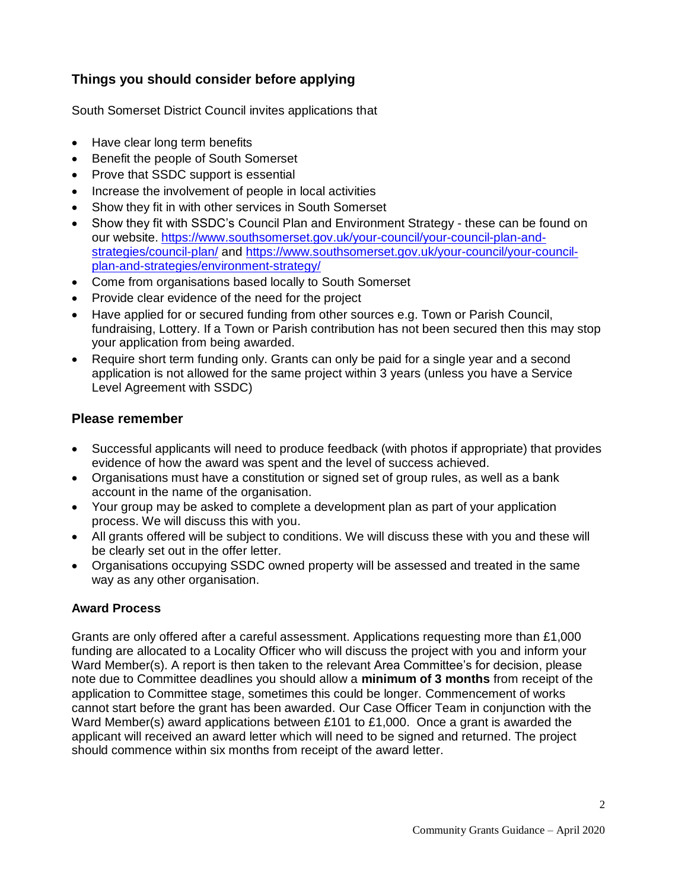## Things you should consider before applying

South Somerset District Council invites applications that

- Have clear long term benefits
- Benefit the people of South Somerset
- Prove that SSDC support is essential
- Increase the involvement of people in local activities
- Show they fit in with other services in South Somerset
- Show they fit with SSDC's Council Plan and Environment Strategy - these can be found on our website. https://www.southsomerset.gov.uk/your-council/your-council-plan-and-strategies/council-plan/ and https://www.southsomerset.gov.uk/your-council/your-council-plan-and-strategies/environment-strategy/
- Come from organisations based locally to South Somerset
- Provide clear evidence of the need for the project
- Have applied for or secured funding from other sources e.g. Town or Parish Council, fundraising, Lottery. If a Town or Parish contribution has not been secured then this may stop your application from being awarded.
- Require short term funding only. Grants can only be paid for a single year and a second application is not allowed for the same project within 3 years (unless you have a Service Level Agreement with SSDC)

## Please remember

- Successful applicants will need to produce feedback (with photos if appropriate) that provides evidence of how the award was spent and the level of success achieved.
- Organisations must have a constitution or signed set of group rules, as well as a bank account in the name of the organisation.
- Your group may be asked to complete a development plan as part of your application process. We will discuss this with you.
- All grants offered will be subject to conditions. We will discuss these with you and these will be clearly set out in the offer letter.
- Organisations occupying SSDC owned property will be assessed and treated in the same way as any other organisation.

### Award Process

Grants are only offered after a careful assessment. Applications requesting more than £1,000 funding are allocated to a Locality Officer who will discuss the project with you and inform your Ward Member(s). A report is then taken to the relevant Area Committee's for decision, please note due to Committee deadlines you should allow a **minimum of 3 months** from receipt of the application to Committee stage, sometimes this could be longer. Commencement of works cannot start before the grant has been awarded. Our Case Officer Team in conjunction with the Ward Member(s) award applications between £101 to £1,000. Once a grant is awarded the applicant will received an award letter which will need to be signed and returned. The project should commence within six months from receipt of the award letter.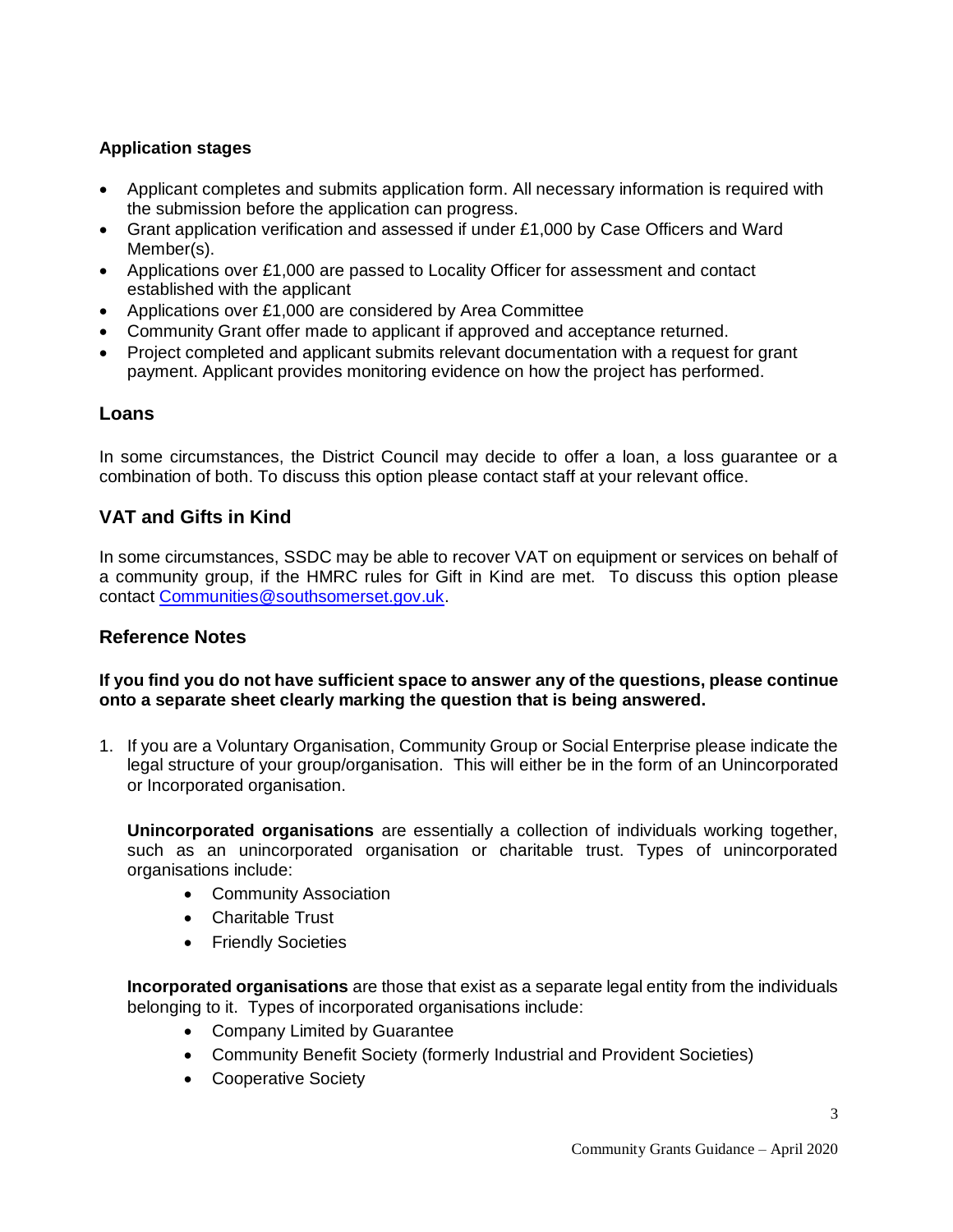### Application stages

- Applicant completes and submits application form. All necessary information is required with the submission before the application can progress.
- Grant application verification and assessed if under £1,000 by Case Officers and Ward Member(s).
- Applications over £1,000 are passed to Locality Officer for assessment and contact established with the applicant
- Applications over £1,000 are considered by Area Committee
- Community Grant offer made to applicant if approved and acceptance returned.
- Project completed and applicant submits relevant documentation with a request for grant payment. Applicant provides monitoring evidence on how the project has performed.

## Loans

In some circumstances, the District Council may decide to offer a loan, a loss guarantee or a combination of both. To discuss this option please contact staff at your relevant office.

## VAT and Gifts in Kind

In some circumstances, SSDC may be able to recover VAT on equipment or services on behalf of a community group, if the HMRC rules for Gift in Kind are met. To discuss this option please contact Communities@southsomerset.gov.uk.

## Reference Notes

**If you find you do not have sufficient space to answer any of the questions, please continue onto a separate sheet clearly marking the question that is being answered.**

1. If you are a Voluntary Organisation, Community Group or Social Enterprise please indicate the legal structure of your group/organisation. This will either be in the form of an Unincorporated or Incorporated organisation.

   **Unincorporated organisations** are essentially a collection of individuals working together, such as an unincorporated organisation or charitable trust. Types of unincorporated organisations include:

   - Community Association
   - Charitable Trust
   - Friendly Societies

   **Incorporated organisations** are those that exist as a separate legal entity from the individuals belonging to it. Types of incorporated organisations include:

   - Company Limited by Guarantee
   - Community Benefit Society (formerly Industrial and Provident Societies)
   - Cooperative Society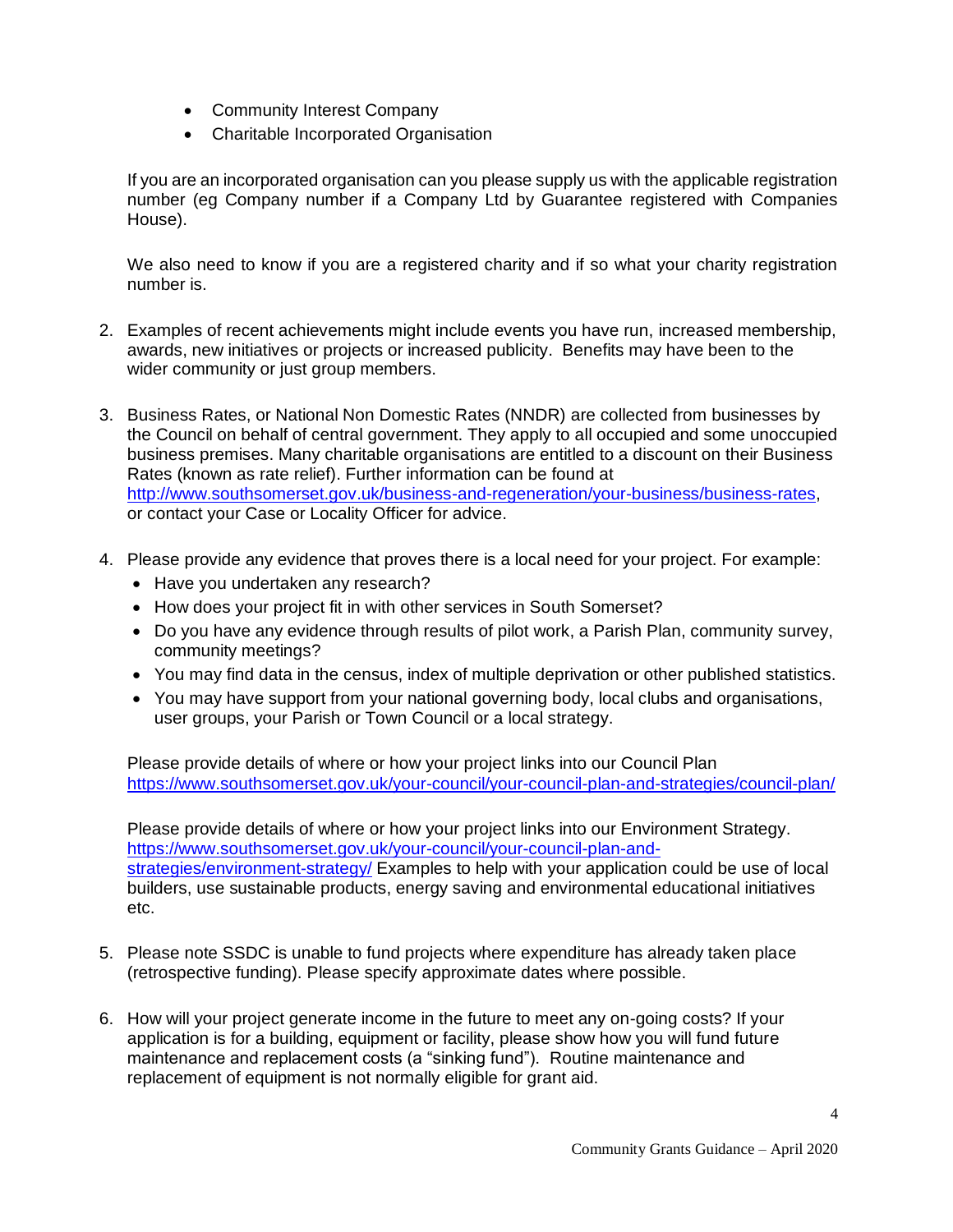- Community Interest Company
- Charitable Incorporated Organisation

If you are an incorporated organisation can you please supply us with the applicable registration number (eg Company number if a Company Ltd by Guarantee registered with Companies House).

We also need to know if you are a registered charity and if so what your charity registration number is.

2. Examples of recent achievements might include events you have run, increased membership, awards, new initiatives or projects or increased publicity. Benefits may have been to the wider community or just group members.

3. Business Rates, or National Non Domestic Rates (NNDR) are collected from businesses by the Council on behalf of central government. They apply to all occupied and some unoccupied business premises. Many charitable organisations are entitled to a discount on their Business Rates (known as rate relief). Further information can be found at http://www.southsomerset.gov.uk/business-and-regeneration/your-business/business-rates, or contact your Case or Locality Officer for advice.

4. Please provide any evidence that proves there is a local need for your project. For example:
   - Have you undertaken any research?
   - How does your project fit in with other services in South Somerset?
   - Do you have any evidence through results of pilot work, a Parish Plan, community survey, community meetings?
   - You may find data in the census, index of multiple deprivation or other published statistics.
   - You may have support from your national governing body, local clubs and organisations, user groups, your Parish or Town Council or a local strategy.

   Please provide details of where or how your project links into our Council Plan https://www.southsomerset.gov.uk/your-council/your-council-plan-and-strategies/council-plan/

   Please provide details of where or how your project links into our Environment Strategy. https://www.southsomerset.gov.uk/your-council/your-council-plan-and-strategies/environment-strategy/ Examples to help with your application could be use of local builders, use sustainable products, energy saving and environmental educational initiatives etc.

5. Please note SSDC is unable to fund projects where expenditure has already taken place (retrospective funding). Please specify approximate dates where possible.

6. How will your project generate income in the future to meet any on-going costs? If your application is for a building, equipment or facility, please show how you will fund future maintenance and replacement costs (a "sinking fund"). Routine maintenance and replacement of equipment is not normally eligible for grant aid.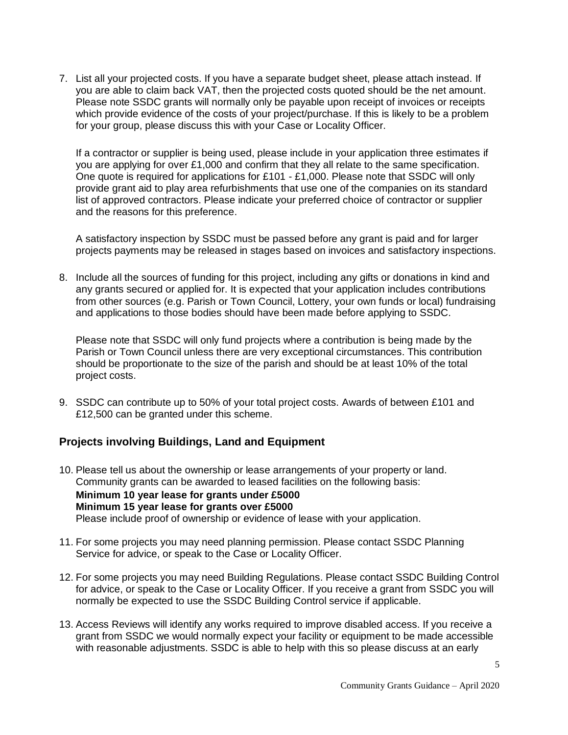7. List all your projected costs. If you have a separate budget sheet, please attach instead. If you are able to claim back VAT, then the projected costs quoted should be the net amount. Please note SSDC grants will normally only be payable upon receipt of invoices or receipts which provide evidence of the costs of your project/purchase. If this is likely to be a problem for your group, please discuss this with your Case or Locality Officer.

   If a contractor or supplier is being used, please include in your application three estimates if you are applying for over £1,000 and confirm that they all relate to the same specification. One quote is required for applications for £101 - £1,000. Please note that SSDC will only provide grant aid to play area refurbishments that use one of the companies on its standard list of approved contractors. Please indicate your preferred choice of contractor or supplier and the reasons for this preference.

   A satisfactory inspection by SSDC must be passed before any grant is paid and for larger projects payments may be released in stages based on invoices and satisfactory inspections.

8. Include all the sources of funding for this project, including any gifts or donations in kind and any grants secured or applied for. It is expected that your application includes contributions from other sources (e.g. Parish or Town Council, Lottery, your own funds or local) fundraising and applications to those bodies should have been made before applying to SSDC.

   Please note that SSDC will only fund projects where a contribution is being made by the Parish or Town Council unless there are very exceptional circumstances. This contribution should be proportionate to the size of the parish and should be at least 10% of the total project costs.

9. SSDC can contribute up to 50% of your total project costs. Awards of between £101 and £12,500 can be granted under this scheme.

## Projects involving Buildings, Land and Equipment

10. Please tell us about the ownership or lease arrangements of your property or land. Community grants can be awarded to leased facilities on the following basis:
    **Minimum 10 year lease for grants under £5000**
    **Minimum 15 year lease for grants over £5000**
    Please include proof of ownership or evidence of lease with your application.

11. For some projects you may need planning permission. Please contact SSDC Planning Service for advice, or speak to the Case or Locality Officer.

12. For some projects you may need Building Regulations. Please contact SSDC Building Control for advice, or speak to the Case or Locality Officer. If you receive a grant from SSDC you will normally be expected to use the SSDC Building Control service if applicable.

13. Access Reviews will identify any works required to improve disabled access. If you receive a grant from SSDC we would normally expect your facility or equipment to be made accessible with reasonable adjustments. SSDC is able to help with this so please discuss at an early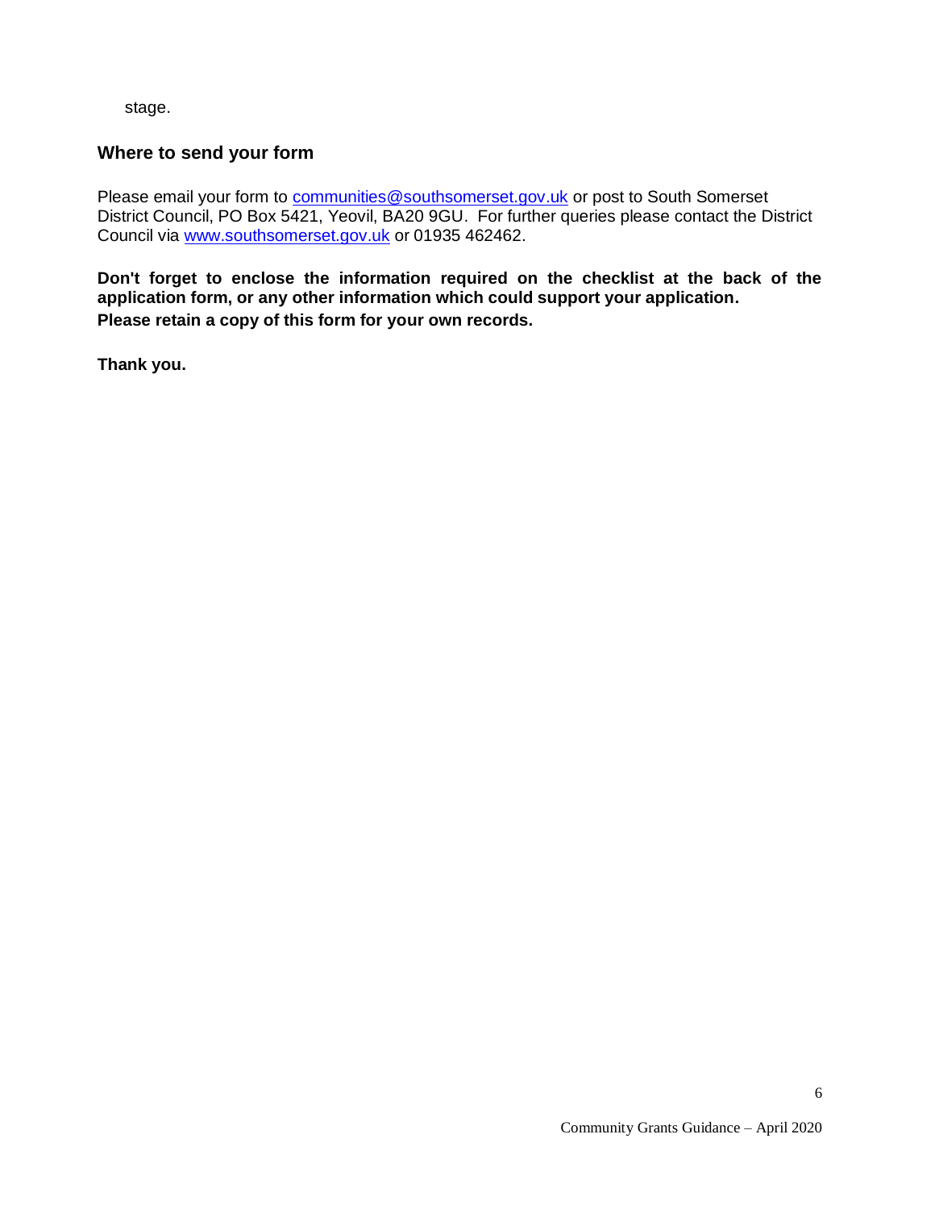stage.

## Where to send your form

Please email your form to communities@southsomerset.gov.uk or post to South Somerset District Council, PO Box 5421, Yeovil, BA20 9GU. For further queries please contact the District Council via www.southsomerset.gov.uk or 01935 462462.

**Don't forget to enclose the information required on the checklist at the back of the application form, or any other information which could support your application.**
**Please retain a copy of this form for your own records.**

**Thank you.**